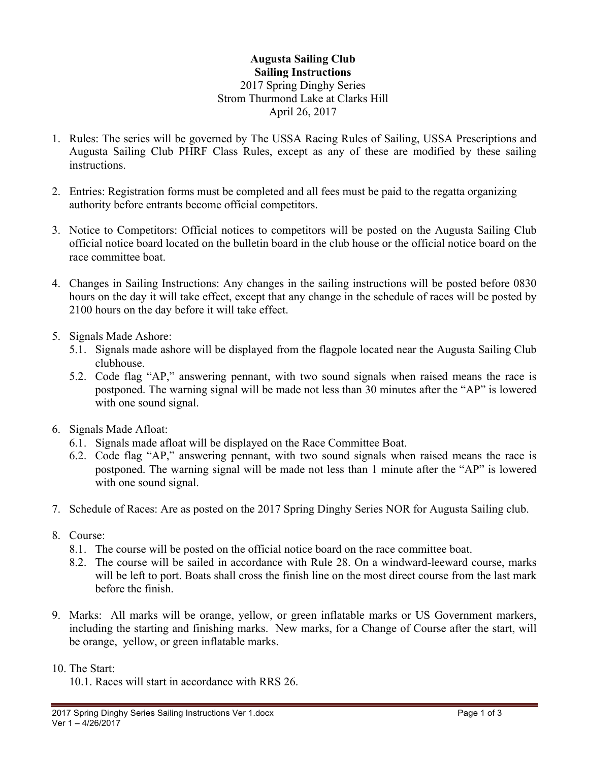**Augusta Sailing Club**
**Sailing Instructions**
2017 Spring Dinghy Series
Strom Thurmond Lake at Clarks Hill
April 26, 2017

1. Rules: The series will be governed by The USSA Racing Rules of Sailing, USSA Prescriptions and Augusta Sailing Club PHRF Class Rules, except as any of these are modified by these sailing instructions.

2. Entries: Registration forms must be completed and all fees must be paid to the regatta organizing authority before entrants become official competitors.

3. Notice to Competitors: Official notices to competitors will be posted on the Augusta Sailing Club official notice board located on the bulletin board in the club house or the official notice board on the race committee boat.

4. Changes in Sailing Instructions: Any changes in the sailing instructions will be posted before 0830 hours on the day it will take effect, except that any change in the schedule of races will be posted by 2100 hours on the day before it will take effect.

5. Signals Made Ashore:
   - 5.1. Signals made ashore will be displayed from the flagpole located near the Augusta Sailing Club clubhouse.
   - 5.2. Code flag "AP," answering pennant, with two sound signals when raised means the race is postponed. The warning signal will be made not less than 30 minutes after the "AP" is lowered with one sound signal.

6. Signals Made Afloat:
   - 6.1. Signals made afloat will be displayed on the Race Committee Boat.
   - 6.2. Code flag "AP," answering pennant, with two sound signals when raised means the race is postponed. The warning signal will be made not less than 1 minute after the "AP" is lowered with one sound signal.

7. Schedule of Races: Are as posted on the 2017 Spring Dinghy Series NOR for Augusta Sailing club.

8. Course:
   - 8.1. The course will be posted on the official notice board on the race committee boat.
   - 8.2. The course will be sailed in accordance with Rule 28. On a windward-leeward course, marks will be left to port. Boats shall cross the finish line on the most direct course from the last mark before the finish.

9. Marks: All marks will be orange, yellow, or green inflatable marks or US Government markers, including the starting and finishing marks. New marks, for a Change of Course after the start, will be orange, yellow, or green inflatable marks.

10. The Start:
    - 10.1. Races will start in accordance with RRS 26.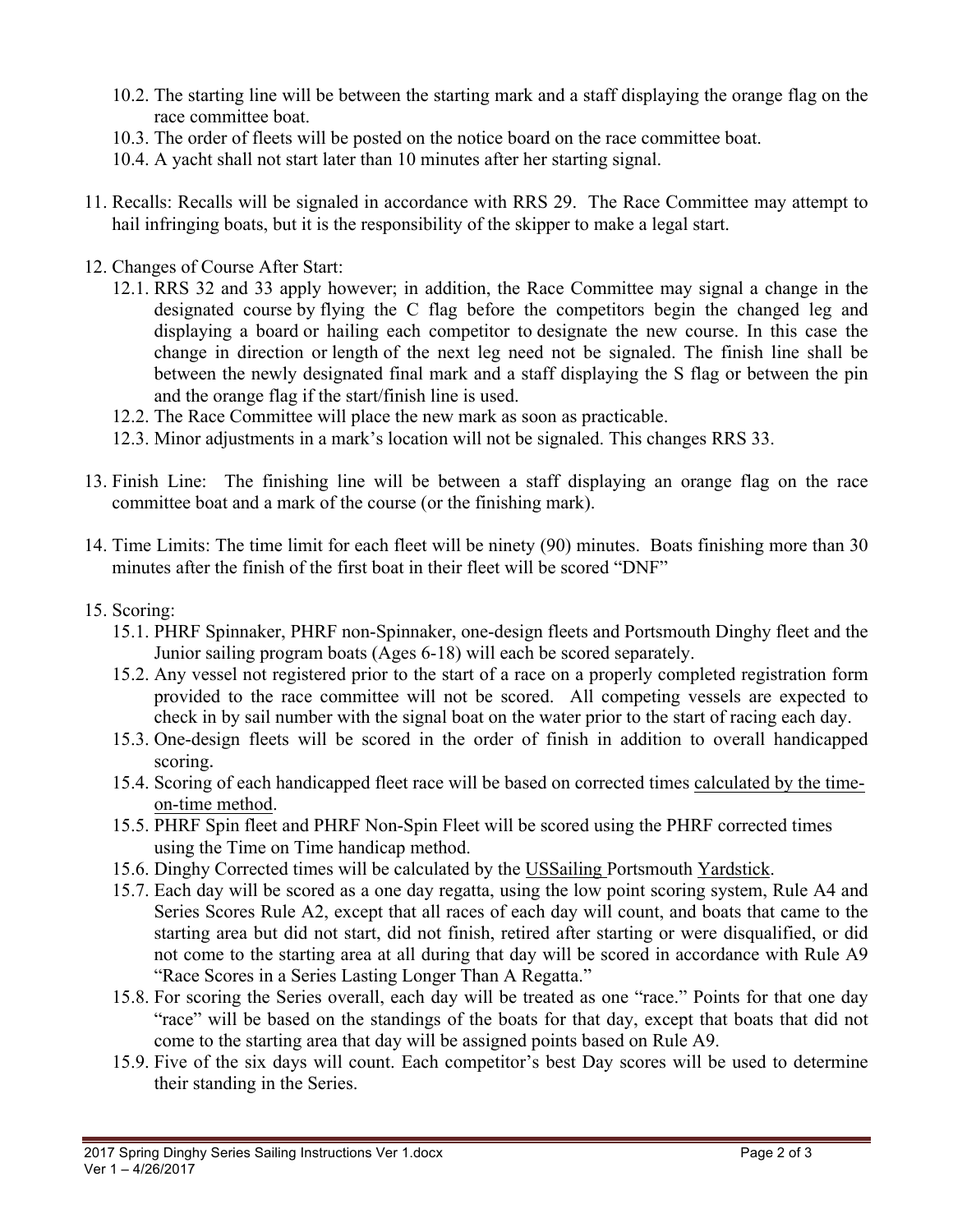10.2. The starting line will be between the starting mark and a staff displaying the orange flag on the race committee boat.
10.3. The order of fleets will be posted on the notice board on the race committee boat.
10.4. A yacht shall not start later than 10 minutes after her starting signal.

11. Recalls: Recalls will be signaled in accordance with RRS 29. The Race Committee may attempt to hail infringing boats, but it is the responsibility of the skipper to make a legal start.

12. Changes of Course After Start:
    12.1. RRS 32 and 33 apply however; in addition, the Race Committee may signal a change in the designated course by flying the C flag before the competitors begin the changed leg and displaying a board or hailing each competitor to designate the new course. In this case the change in direction or length of the next leg need not be signaled. The finish line shall be between the newly designated final mark and a staff displaying the S flag or between the pin and the orange flag if the start/finish line is used.
    12.2. The Race Committee will place the new mark as soon as practicable.
    12.3. Minor adjustments in a mark's location will not be signaled. This changes RRS 33.

13. Finish Line: The finishing line will be between a staff displaying an orange flag on the race committee boat and a mark of the course (or the finishing mark).

14. Time Limits: The time limit for each fleet will be ninety (90) minutes. Boats finishing more than 30 minutes after the finish of the first boat in their fleet will be scored "DNF"

15. Scoring:
    15.1. PHRF Spinnaker, PHRF non-Spinnaker, one-design fleets and Portsmouth Dinghy fleet and the Junior sailing program boats (Ages 6-18) will each be scored separately.
    15.2. Any vessel not registered prior to the start of a race on a properly completed registration form provided to the race committee will not be scored. All competing vessels are expected to check in by sail number with the signal boat on the water prior to the start of racing each day.
    15.3. One-design fleets will be scored in the order of finish in addition to overall handicapped scoring.
    15.4. Scoring of each handicapped fleet race will be based on corrected times calculated by the time-on-time method.
    15.5. PHRF Spin fleet and PHRF Non-Spin Fleet will be scored using the PHRF corrected times using the Time on Time handicap method.
    15.6. Dinghy Corrected times will be calculated by the USSailing Portsmouth Yardstick.
    15.7. Each day will be scored as a one day regatta, using the low point scoring system, Rule A4 and Series Scores Rule A2, except that all races of each day will count, and boats that came to the starting area but did not start, did not finish, retired after starting or were disqualified, or did not come to the starting area at all during that day will be scored in accordance with Rule A9 "Race Scores in a Series Lasting Longer Than A Regatta."
    15.8. For scoring the Series overall, each day will be treated as one "race." Points for that one day "race" will be based on the standings of the boats for that day, except that boats that did not come to the starting area that day will be assigned points based on Rule A9.
    15.9. Five of the six days will count. Each competitor's best Day scores will be used to determine their standing in the Series.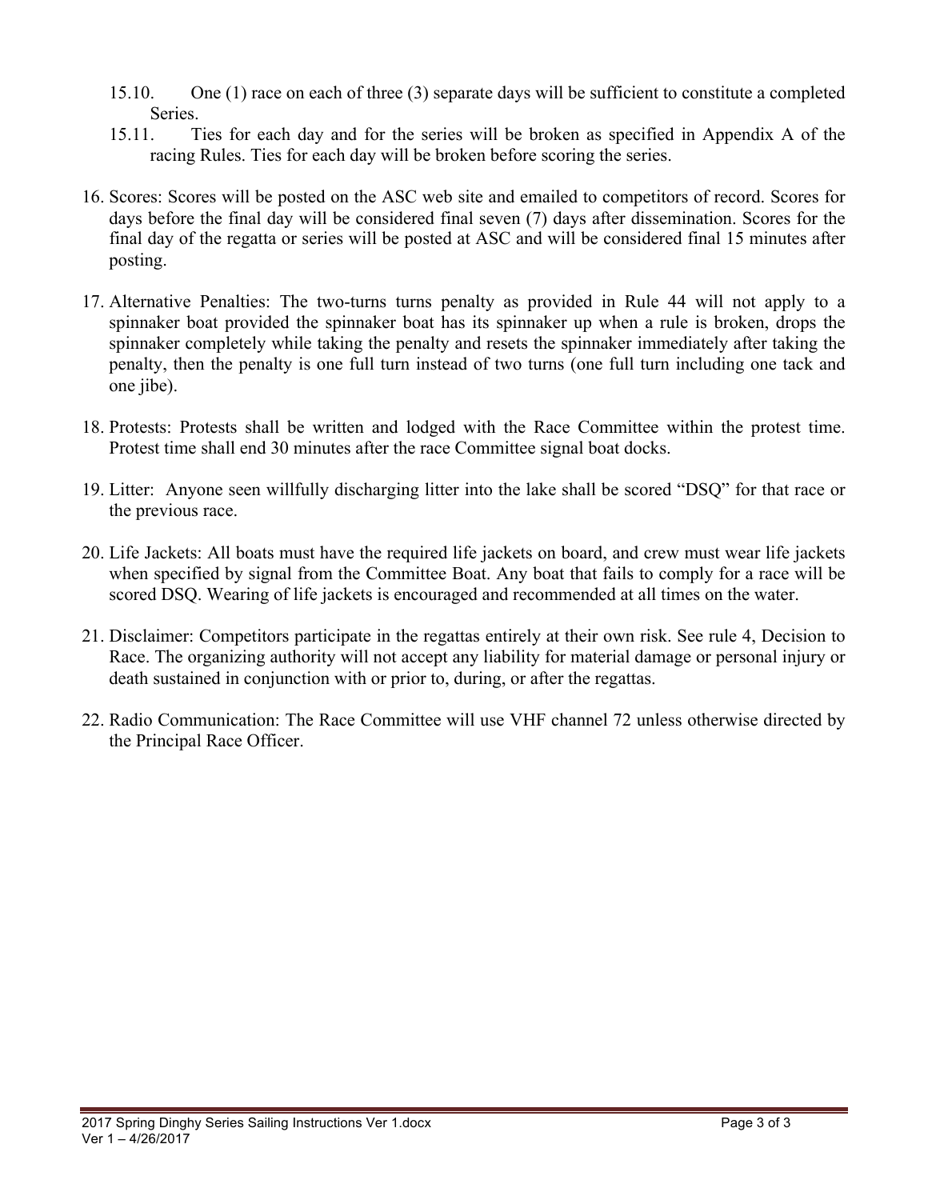15.10. One (1) race on each of three (3) separate days will be sufficient to constitute a completed Series.

15.11. Ties for each day and for the series will be broken as specified in Appendix A of the racing Rules. Ties for each day will be broken before scoring the series.

16. Scores: Scores will be posted on the ASC web site and emailed to competitors of record. Scores for days before the final day will be considered final seven (7) days after dissemination. Scores for the final day of the regatta or series will be posted at ASC and will be considered final 15 minutes after posting.

17. Alternative Penalties: The two-turns turns penalty as provided in Rule 44 will not apply to a spinnaker boat provided the spinnaker boat has its spinnaker up when a rule is broken, drops the spinnaker completely while taking the penalty and resets the spinnaker immediately after taking the penalty, then the penalty is one full turn instead of two turns (one full turn including one tack and one jibe).

18. Protests: Protests shall be written and lodged with the Race Committee within the protest time. Protest time shall end 30 minutes after the race Committee signal boat docks.

19. Litter: Anyone seen willfully discharging litter into the lake shall be scored "DSQ" for that race or the previous race.

20. Life Jackets: All boats must have the required life jackets on board, and crew must wear life jackets when specified by signal from the Committee Boat. Any boat that fails to comply for a race will be scored DSQ. Wearing of life jackets is encouraged and recommended at all times on the water.

21. Disclaimer: Competitors participate in the regattas entirely at their own risk. See rule 4, Decision to Race. The organizing authority will not accept any liability for material damage or personal injury or death sustained in conjunction with or prior to, during, or after the regattas.

22. Radio Communication: The Race Committee will use VHF channel 72 unless otherwise directed by the Principal Race Officer.